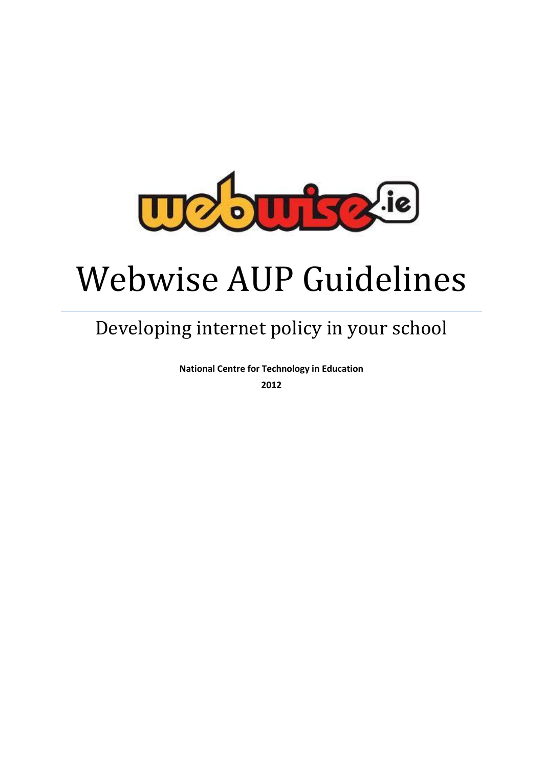# Webwise AUP Guidelines

## Developing internet policy in your school

**National Centre for Technology in Education**

**2012**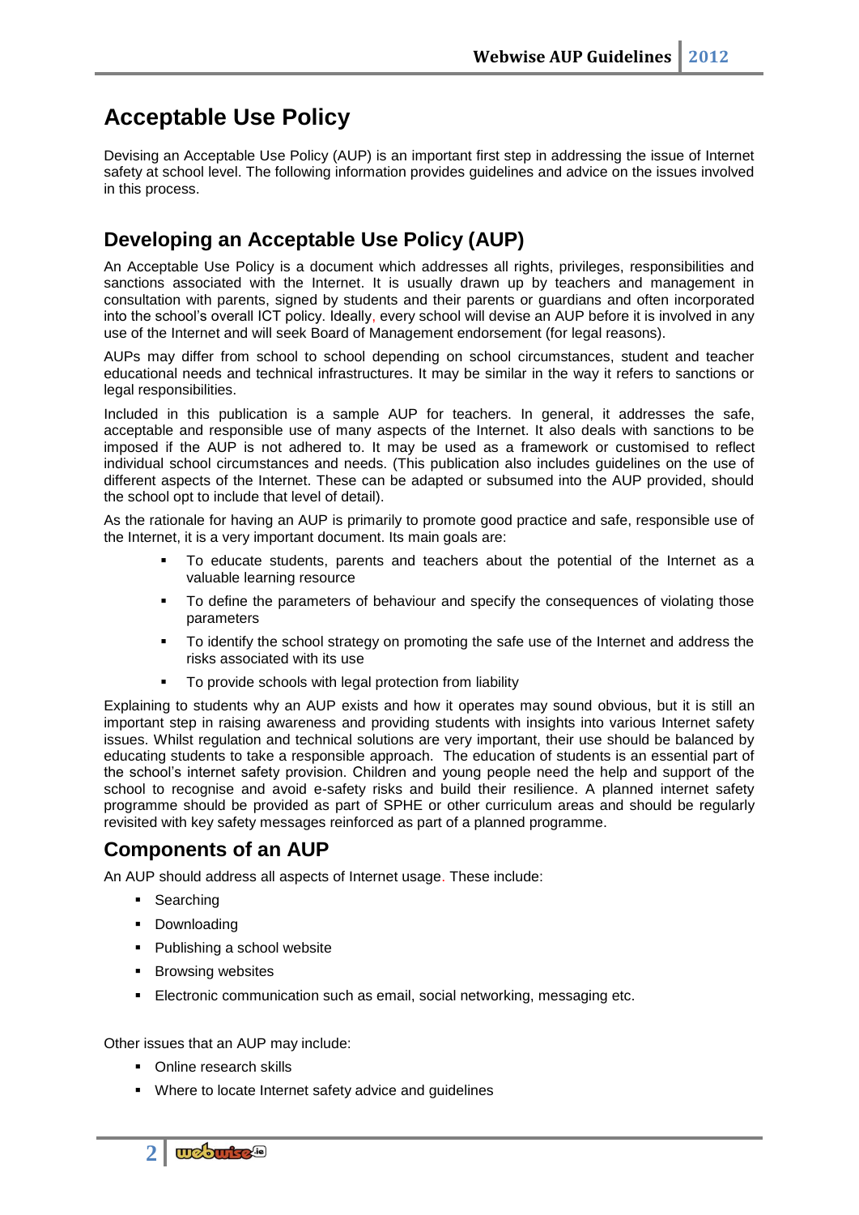# Acceptable Use Policy

Devising an Acceptable Use Policy (AUP) is an important first step in addressing the issue of Internet safety at school level. The following information provides guidelines and advice on the issues involved in this process.

## Developing an Acceptable Use Policy (AUP)

An Acceptable Use Policy is a document which addresses all rights, privileges, responsibilities and sanctions associated with the Internet. It is usually drawn up by teachers and management in consultation with parents, signed by students and their parents or guardians and often incorporated into the school's overall ICT policy. Ideally, every school will devise an AUP before it is involved in any use of the Internet and will seek Board of Management endorsement (for legal reasons).

AUPs may differ from school to school depending on school circumstances, student and teacher educational needs and technical infrastructures. It may be similar in the way it refers to sanctions or legal responsibilities.

Included in this publication is a sample AUP for teachers. In general, it addresses the safe, acceptable and responsible use of many aspects of the Internet. It also deals with sanctions to be imposed if the AUP is not adhered to. It may be used as a framework or customised to reflect individual school circumstances and needs. (This publication also includes guidelines on the use of different aspects of the Internet. These can be adapted or subsumed into the AUP provided, should the school opt to include that level of detail).

As the rationale for having an AUP is primarily to promote good practice and safe, responsible use of the Internet, it is a very important document. Its main goals are:

- To educate students, parents and teachers about the potential of the Internet as a valuable learning resource
- To define the parameters of behaviour and specify the consequences of violating those parameters
- To identify the school strategy on promoting the safe use of the Internet and address the risks associated with its use
- To provide schools with legal protection from liability

Explaining to students why an AUP exists and how it operates may sound obvious, but it is still an important step in raising awareness and providing students with insights into various Internet safety issues. Whilst regulation and technical solutions are very important, their use should be balanced by educating students to take a responsible approach. The education of students is an essential part of the school's internet safety provision. Children and young people need the help and support of the school to recognise and avoid e-safety risks and build their resilience. A planned internet safety programme should be provided as part of SPHE or other curriculum areas and should be regularly revisited with key safety messages reinforced as part of a planned programme.

## Components of an AUP

An AUP should address all aspects of Internet usage. These include:

- Searching
- Downloading
- Publishing a school website
- Browsing websites
- Electronic communication such as email, social networking, messaging etc.

Other issues that an AUP may include:

- Online research skills
- Where to locate Internet safety advice and guidelines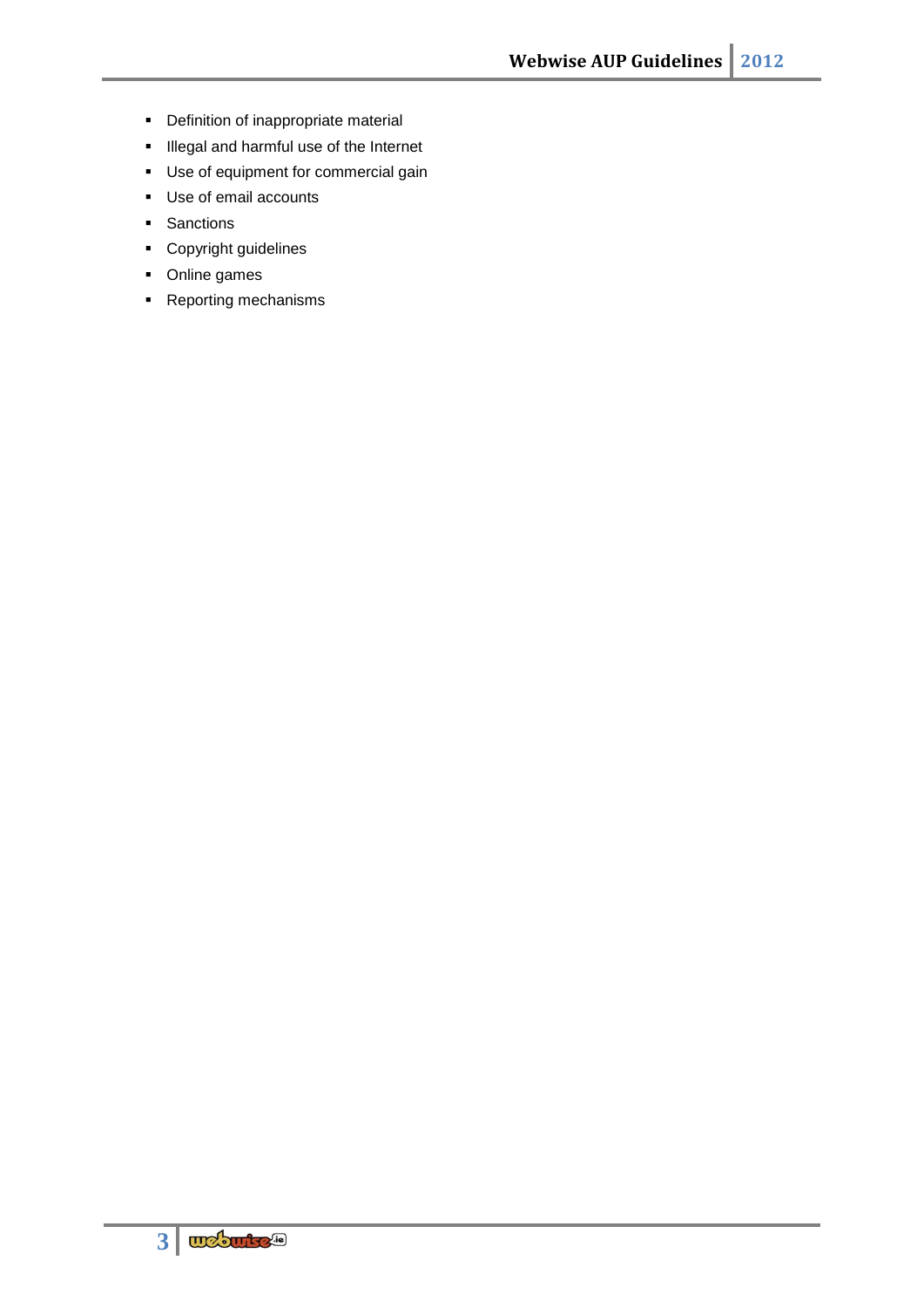- Definition of inappropriate material
- Illegal and harmful use of the Internet
- Use of equipment for commercial gain
- Use of email accounts
- Sanctions
- Copyright guidelines
- Online games
- Reporting mechanisms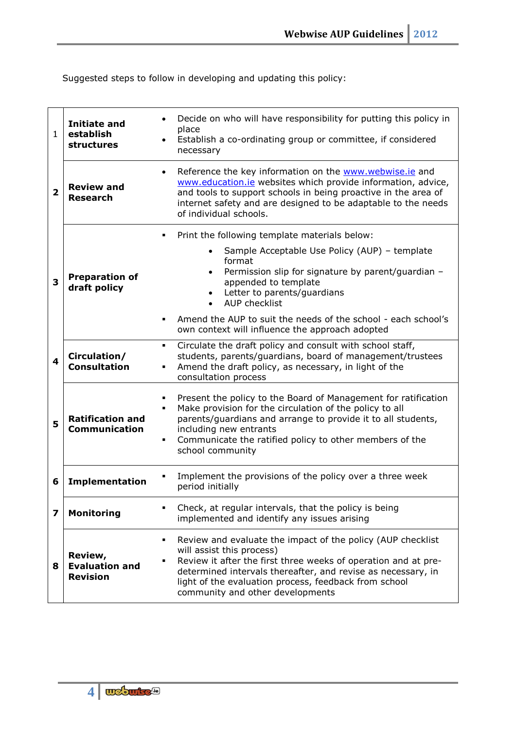Suggested steps to follow in developing and updating this policy:

| | | |
|---|---|---|
| 1 | **Initiate and establish structures** | • Decide on who will have responsibility for putting this policy in place<br>• Establish a co-ordinating group or committee, if considered necessary |
| **2** | **Review and Research** | • Reference the key information on the www.webwise.ie and www.education.ie websites which provide information, advice, and tools to support schools in being proactive in the area of internet safety and are designed to be adaptable to the needs of individual schools. |
| **3** | **Preparation of draft policy** | ▪ Print the following template materials below:<br>&nbsp;&nbsp;&nbsp;&nbsp;• Sample Acceptable Use Policy (AUP) – template format<br>&nbsp;&nbsp;&nbsp;&nbsp;• Permission slip for signature by parent/guardian – appended to template<br>&nbsp;&nbsp;&nbsp;&nbsp;• Letter to parents/guardians<br>&nbsp;&nbsp;&nbsp;&nbsp;• AUP checklist<br>▪ Amend the AUP to suit the needs of the school - each school's own context will influence the approach adopted |
| **4** | **Circulation/ Consultation** | ▪ Circulate the draft policy and consult with school staff, students, parents/guardians, board of management/trustees<br>▪ Amend the draft policy, as necessary, in light of the consultation process |
| **5** | **Ratification and Communication** | ▪ Present the policy to the Board of Management for ratification<br>▪ Make provision for the circulation of the policy to all parents/guardians and arrange to provide it to all students, including new entrants<br>▪ Communicate the ratified policy to other members of the school community |
| **6** | **Implementation** | ▪ Implement the provisions of the policy over a three week period initially |
| **7** | **Monitoring** | ▪ Check, at regular intervals, that the policy is being implemented and identify any issues arising |
| **8** | **Review, Evaluation and Revision** | ▪ Review and evaluate the impact of the policy (AUP checklist will assist this process)<br>▪ Review it after the first three weeks of operation and at pre-determined intervals thereafter, and revise as necessary, in light of the evaluation process, feedback from school community and other developments |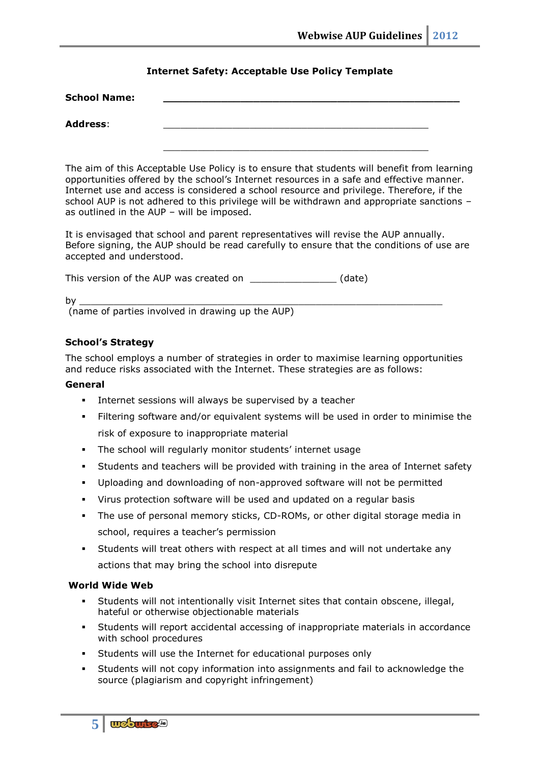**Internet Safety: Acceptable Use Policy Template**

**School Name:** ______________________________________________

**Address**: ______________________________________________

______________________________________________

The aim of this Acceptable Use Policy is to ensure that students will benefit from learning opportunities offered by the school's Internet resources in a safe and effective manner. Internet use and access is considered a school resource and privilege. Therefore, if the school AUP is not adhered to this privilege will be withdrawn and appropriate sanctions – as outlined in the AUP – will be imposed.

It is envisaged that school and parent representatives will revise the AUP annually. Before signing, the AUP should be read carefully to ensure that the conditions of use are accepted and understood.

This version of the AUP was created on _______________ (date)

by ______________________________________________________________
(name of parties involved in drawing up the AUP)

**School's Strategy**

The school employs a number of strategies in order to maximise learning opportunities and reduce risks associated with the Internet. These strategies are as follows:

**General**

- Internet sessions will always be supervised by a teacher
- Filtering software and/or equivalent systems will be used in order to minimise the risk of exposure to inappropriate material
- The school will regularly monitor students' internet usage
- Students and teachers will be provided with training in the area of Internet safety
- Uploading and downloading of non-approved software will not be permitted
- Virus protection software will be used and updated on a regular basis
- The use of personal memory sticks, CD-ROMs, or other digital storage media in school, requires a teacher's permission
- Students will treat others with respect at all times and will not undertake any actions that may bring the school into disrepute

**World Wide Web**

- Students will not intentionally visit Internet sites that contain obscene, illegal, hateful or otherwise objectionable materials
- Students will report accidental accessing of inappropriate materials in accordance with school procedures
- Students will use the Internet for educational purposes only
- Students will not copy information into assignments and fail to acknowledge the source (plagiarism and copyright infringement)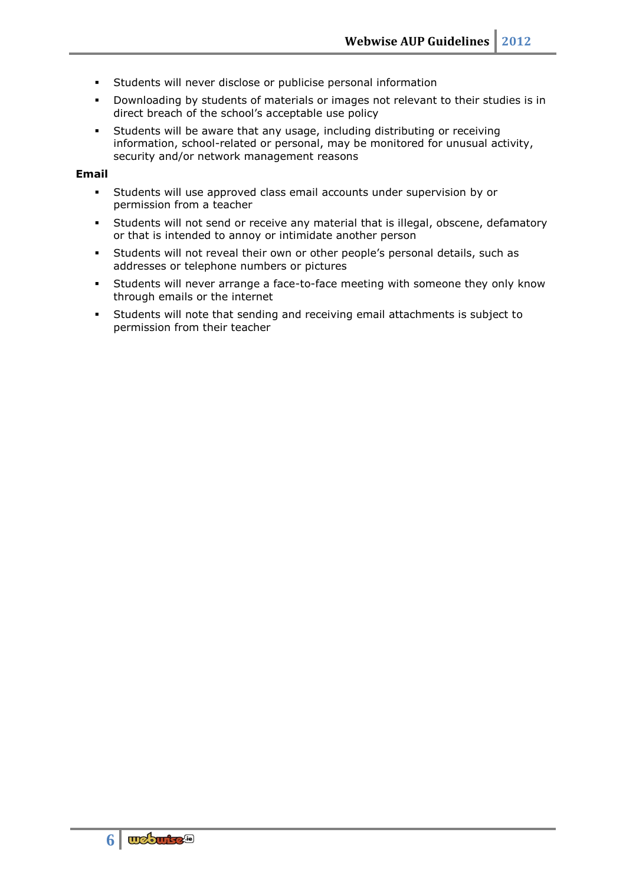- Students will never disclose or publicise personal information
- Downloading by students of materials or images not relevant to their studies is in direct breach of the school's acceptable use policy
- Students will be aware that any usage, including distributing or receiving information, school-related or personal, may be monitored for unusual activity, security and/or network management reasons

**Email**

- Students will use approved class email accounts under supervision by or permission from a teacher
- Students will not send or receive any material that is illegal, obscene, defamatory or that is intended to annoy or intimidate another person
- Students will not reveal their own or other people's personal details, such as addresses or telephone numbers or pictures
- Students will never arrange a face-to-face meeting with someone they only know through emails or the internet
- Students will note that sending and receiving email attachments is subject to permission from their teacher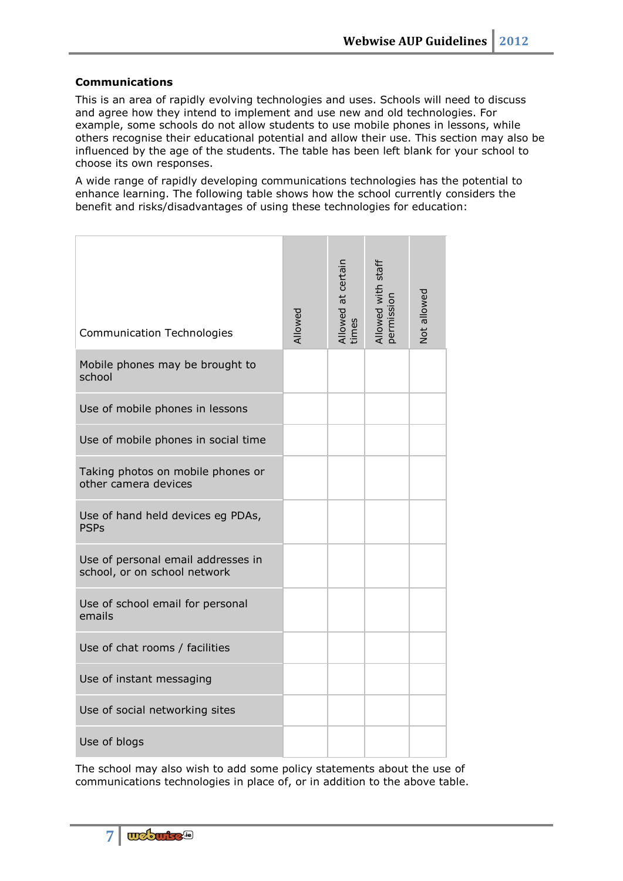**Communications**

This is an area of rapidly evolving technologies and uses. Schools will need to discuss and agree how they intend to implement and use new and old technologies. For example, some schools do not allow students to use mobile phones in lessons, while others recognise their educational potential and allow their use. This section may also be influenced by the age of the students. The table has been left blank for your school to choose its own responses.

A wide range of rapidly developing communications technologies has the potential to enhance learning. The following table shows how the school currently considers the benefit and risks/disadvantages of using these technologies for education:

| Communication Technologies | Allowed | Allowed at certain times | Allowed with staff permission | Not allowed |
|---|---|---|---|---|
| Mobile phones may be brought to school | | | | |
| Use of mobile phones in lessons | | | | |
| Use of mobile phones in social time | | | | |
| Taking photos on mobile phones or other camera devices | | | | |
| Use of hand held devices eg PDAs, PSPs | | | | |
| Use of personal email addresses in school, or on school network | | | | |
| Use of school email for personal emails | | | | |
| Use of chat rooms / facilities | | | | |
| Use of instant messaging | | | | |
| Use of social networking sites | | | | |
| Use of blogs | | | | |

The school may also wish to add some policy statements about the use of communications technologies in place of, or in addition to the above table.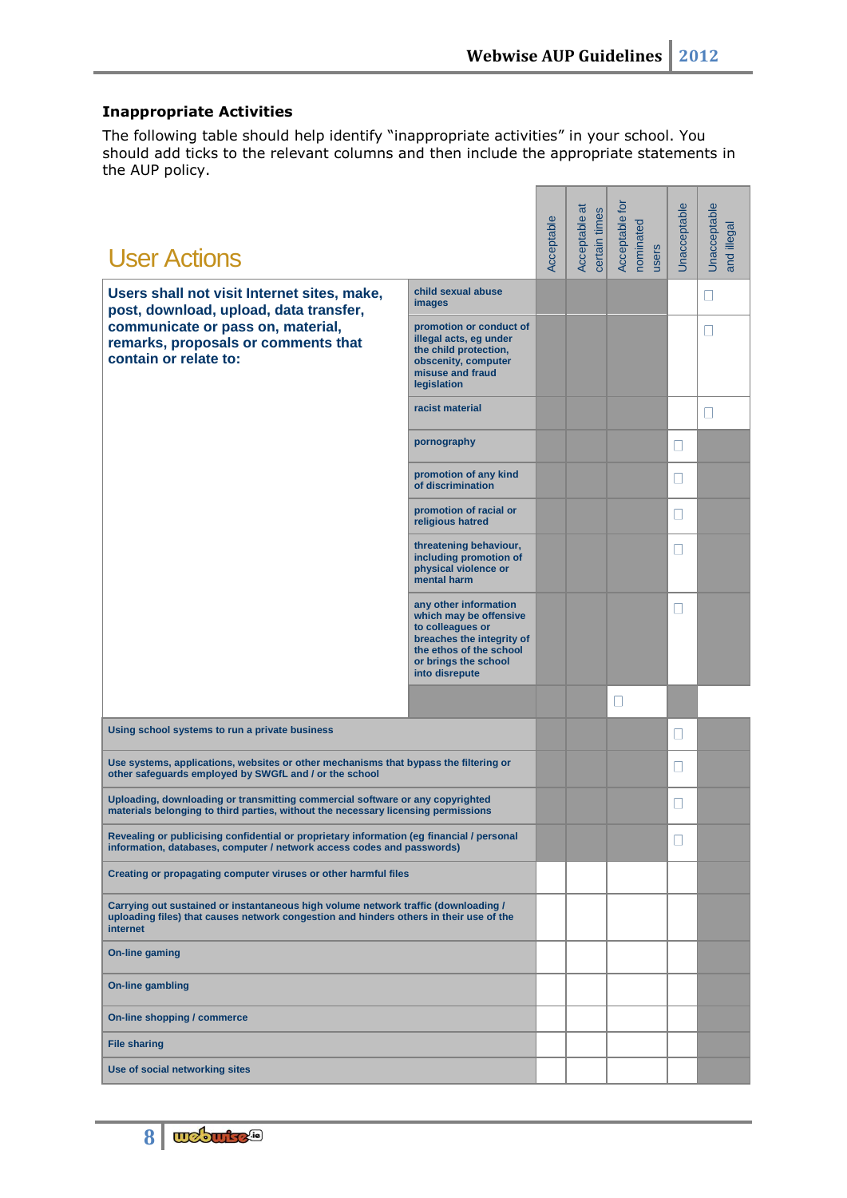### Inappropriate Activities

The following table should help identify "inappropriate activities" in your school. You should add ticks to the relevant columns and then include the appropriate statements in the AUP policy.

| User Actions | | Acceptable | Acceptable at certain times | Acceptable for nominated users | Unacceptable | Unacceptable and illegal |
|---|---|---|---|---|---|---|
| **Users shall not visit Internet sites, make, post, download, upload, data transfer, communicate or pass on, material, remarks, proposals or comments that contain or relate to:** | child sexual abuse images | | | | | ☐ |
| | promotion or conduct of illegal acts, eg under the child protection, obscenity, computer misuse and fraud legislation | | | | | ☐ |
| | racist material | | | | | ☐ |
| | pornography | | | | ☐ | |
| | promotion of any kind of discrimination | | | | ☐ | |
| | promotion of racial or religious hatred | | | | ☐ | |
| | threatening behaviour, including promotion of physical violence or mental harm | | | | ☐ | |
| | any other information which may be offensive to colleagues or breaches the integrity of the ethos of the school or brings the school into disrepute | | | | ☐ | |
| | | | | ☐ | | |
| Using school systems to run a private business | | | | | ☐ | |
| Use systems, applications, websites or other mechanisms that bypass the filtering or other safeguards employed by SWGfL and / or the school | | | | | ☐ | |
| Uploading, downloading or transmitting commercial software or any copyrighted materials belonging to third parties, without the necessary licensing permissions | | | | | ☐ | |
| Revealing or publicising confidential or proprietary information (eg financial / personal information, databases, computer / network access codes and passwords) | | | | | ☐ | |
| Creating or propagating computer viruses or other harmful files | | | | | | |
| Carrying out sustained or instantaneous high volume network traffic (downloading / uploading files) that causes network congestion and hinders others in their use of the internet | | | | | | |
| On-line gaming | | | | | | |
| On-line gambling | | | | | | |
| On-line shopping / commerce | | | | | | |
| File sharing | | | | | | |
| Use of social networking sites | | | | | | |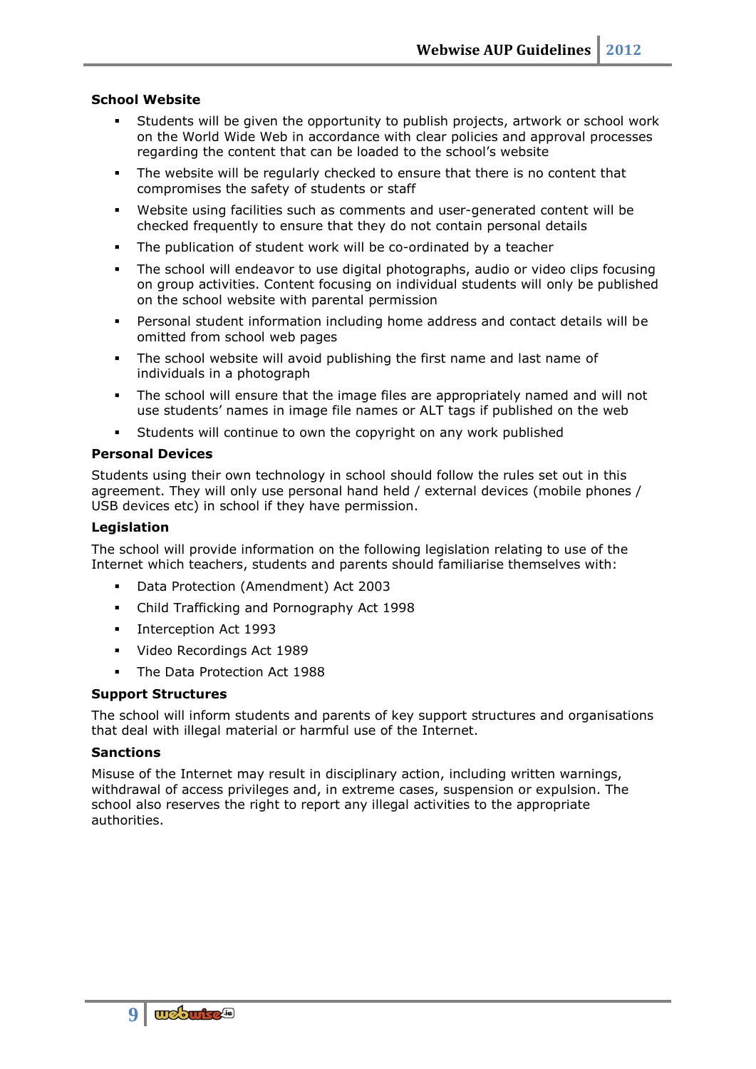**School Website**

- Students will be given the opportunity to publish projects, artwork or school work on the World Wide Web in accordance with clear policies and approval processes regarding the content that can be loaded to the school's website
- The website will be regularly checked to ensure that there is no content that compromises the safety of students or staff
- Website using facilities such as comments and user-generated content will be checked frequently to ensure that they do not contain personal details
- The publication of student work will be co-ordinated by a teacher
- The school will endeavor to use digital photographs, audio or video clips focusing on group activities. Content focusing on individual students will only be published on the school website with parental permission
- Personal student information including home address and contact details will be omitted from school web pages
- The school website will avoid publishing the first name and last name of individuals in a photograph
- The school will ensure that the image files are appropriately named and will not use students' names in image file names or ALT tags if published on the web
- Students will continue to own the copyright on any work published

**Personal Devices**

Students using their own technology in school should follow the rules set out in this agreement. They will only use personal hand held / external devices (mobile phones / USB devices etc) in school if they have permission.

**Legislation**

The school will provide information on the following legislation relating to use of the Internet which teachers, students and parents should familiarise themselves with:

- Data Protection (Amendment) Act 2003
- Child Trafficking and Pornography Act 1998
- Interception Act 1993
- Video Recordings Act 1989
- The Data Protection Act 1988

**Support Structures**

The school will inform students and parents of key support structures and organisations that deal with illegal material or harmful use of the Internet.

**Sanctions**

Misuse of the Internet may result in disciplinary action, including written warnings, withdrawal of access privileges and, in extreme cases, suspension or expulsion. The school also reserves the right to report any illegal activities to the appropriate authorities.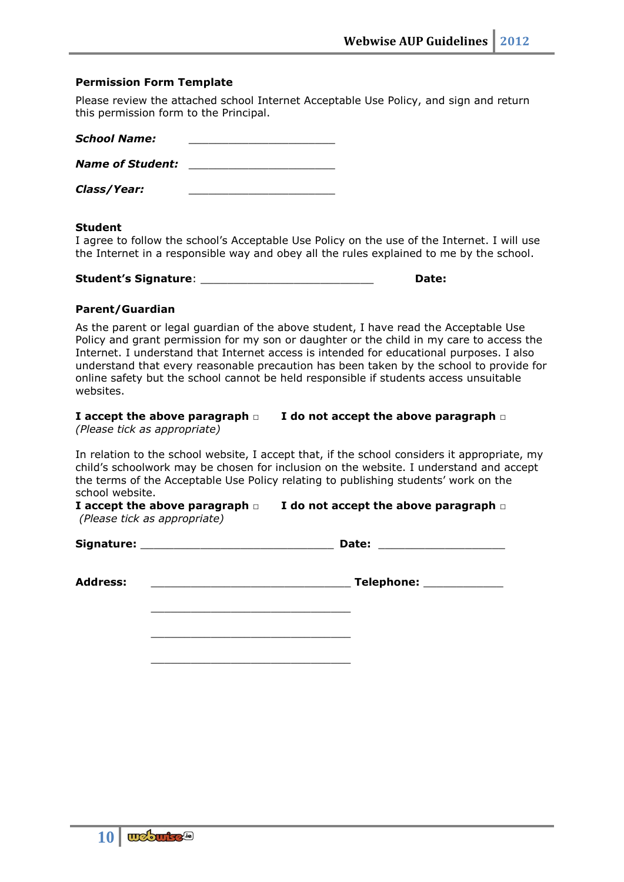**Permission Form Template**

Please review the attached school Internet Acceptable Use Policy, and sign and return this permission form to the Principal.

***School Name:*** ______________________

***Name of Student:*** ______________________

***Class/Year:*** ______________________

**Student**
I agree to follow the school's Acceptable Use Policy on the use of the Internet. I will use the Internet in a responsible way and obey all the rules explained to me by the school.

**Student's Signature**: __________________________ **Date:**

**Parent/Guardian**

As the parent or legal guardian of the above student, I have read the Acceptable Use Policy and grant permission for my son or daughter or the child in my care to access the Internet. I understand that Internet access is intended for educational purposes. I also understand that every reasonable precaution has been taken by the school to provide for online safety but the school cannot be held responsible if students access unsuitable websites.

**I accept the above paragraph** □ **I do not accept the above paragraph** □
*(Please tick as appropriate)*

In relation to the school website, I accept that, if the school considers it appropriate, my child's schoolwork may be chosen for inclusion on the website. I understand and accept the terms of the Acceptable Use Policy relating to publishing students' work on the school website.
**I accept the above paragraph** □ **I do not accept the above paragraph** □
*(Please tick as appropriate)*

**Signature:** _____________________________ **Date:** ___________________

**Address:** ______________________________ **Telephone:** ____________

______________________________

______________________________

______________________________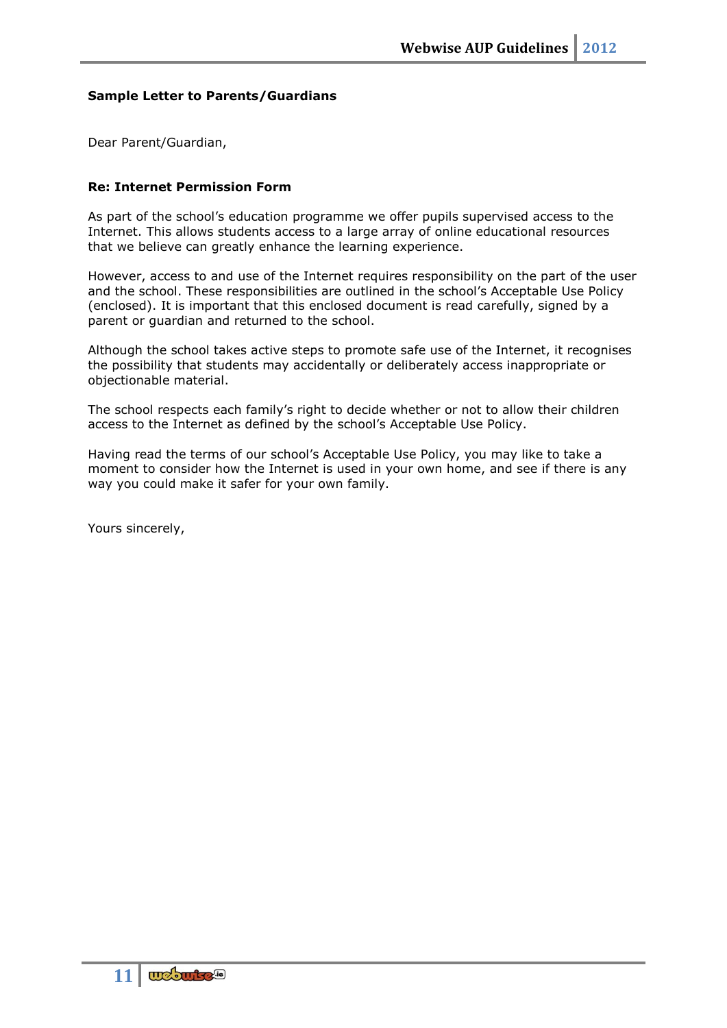**Sample Letter to Parents/Guardians**

Dear Parent/Guardian,

**Re: Internet Permission Form**

As part of the school's education programme we offer pupils supervised access to the Internet. This allows students access to a large array of online educational resources that we believe can greatly enhance the learning experience.

However, access to and use of the Internet requires responsibility on the part of the user and the school. These responsibilities are outlined in the school's Acceptable Use Policy (enclosed). It is important that this enclosed document is read carefully, signed by a parent or guardian and returned to the school.

Although the school takes active steps to promote safe use of the Internet, it recognises the possibility that students may accidentally or deliberately access inappropriate or objectionable material.

The school respects each family's right to decide whether or not to allow their children access to the Internet as defined by the school's Acceptable Use Policy.

Having read the terms of our school's Acceptable Use Policy, you may like to take a moment to consider how the Internet is used in your own home, and see if there is any way you could make it safer for your own family.

Yours sincerely,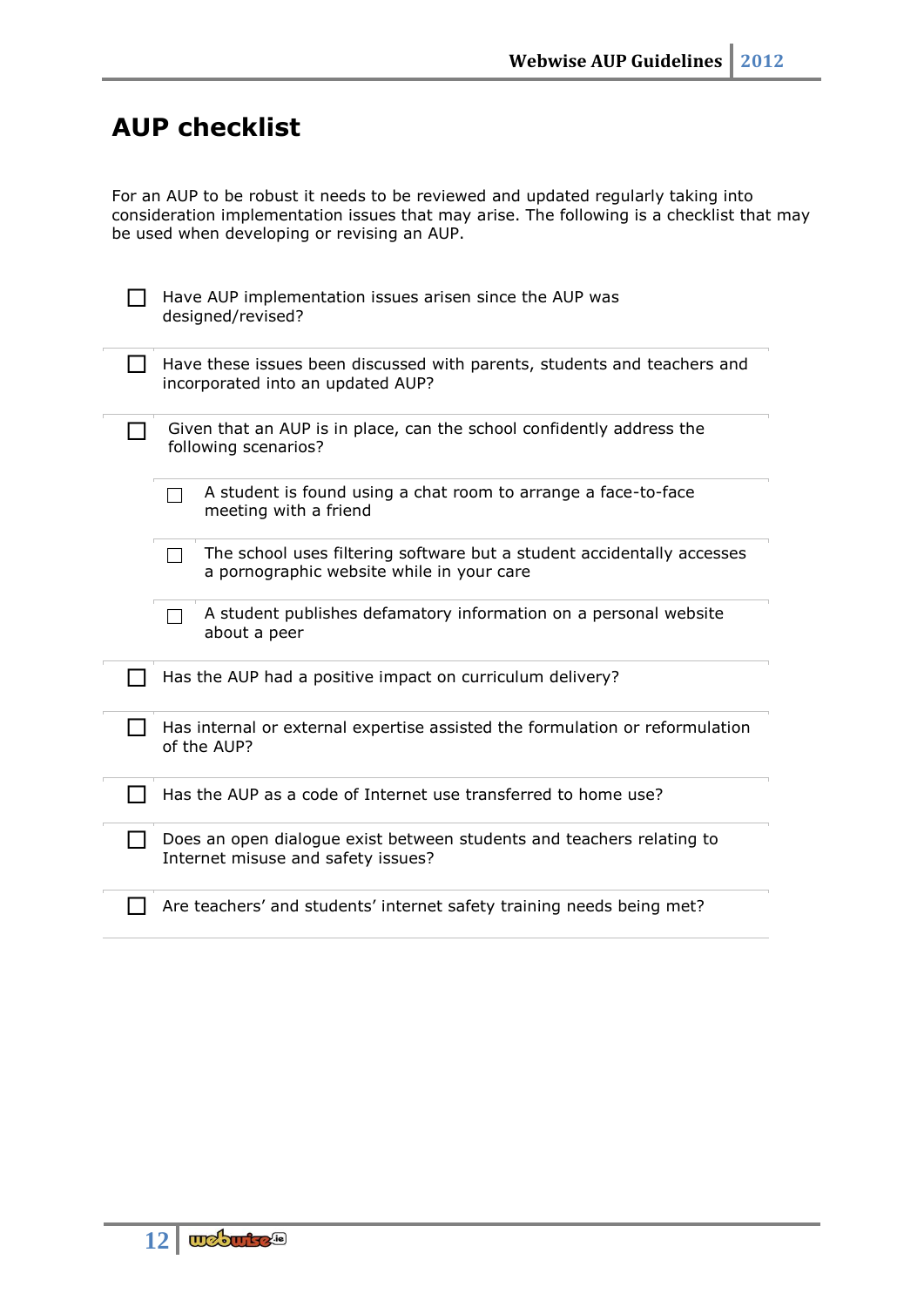# AUP checklist

For an AUP to be robust it needs to be reviewed and updated regularly taking into consideration implementation issues that may arise. The following is a checklist that may be used when developing or revising an AUP.

- [ ] Have AUP implementation issues arisen since the AUP was designed/revised?
- [ ] Have these issues been discussed with parents, students and teachers and incorporated into an updated AUP?
- [ ] Given that an AUP is in place, can the school confidently address the following scenarios?
    - [ ] A student is found using a chat room to arrange a face-to-face meeting with a friend
    - [ ] The school uses filtering software but a student accidentally accesses a pornographic website while in your care
    - [ ] A student publishes defamatory information on a personal website about a peer
- [ ] Has the AUP had a positive impact on curriculum delivery?
- [ ] Has internal or external expertise assisted the formulation or reformulation of the AUP?
- [ ] Has the AUP as a code of Internet use transferred to home use?
- [ ] Does an open dialogue exist between students and teachers relating to Internet misuse and safety issues?
- [ ] Are teachers' and students' internet safety training needs being met?